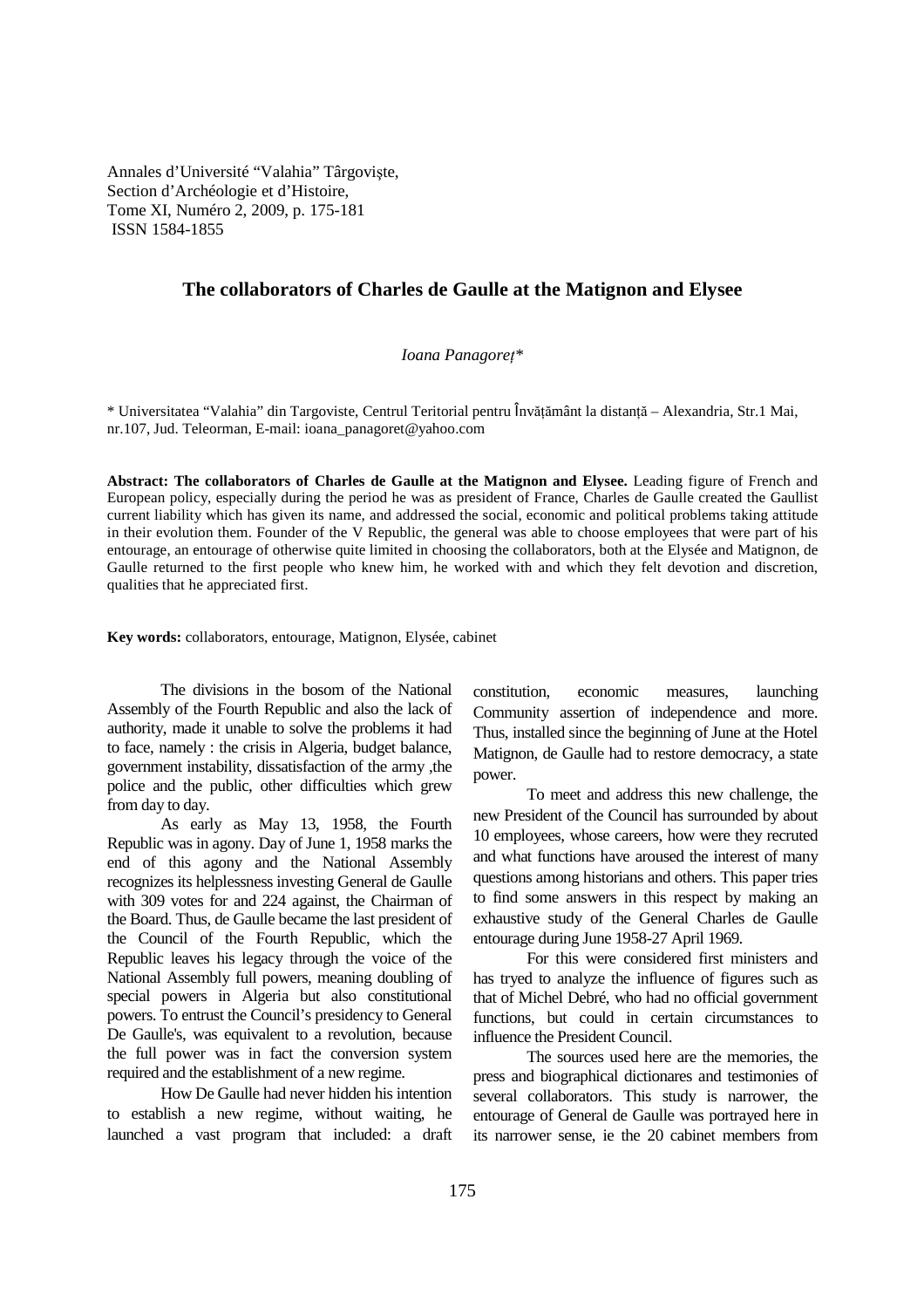Annales d'Université "Valahia" Târgovişte,
Section d'Archéologie et d'Histoire,
Tome XI, Numéro 2, 2009, p. 175-181
ISSN 1584-1855

# The collaborators of Charles de Gaulle at the Matignon and Elysee

*Ioana Panagoreț**

\* Universitatea "Valahia" din Targoviste, Centrul Teritorial pentru Învățământ la distanță – Alexandria, Str.1 Mai, nr.107, Jud. Teleorman, E-mail: ioana_panagoret@yahoo.com

**Abstract: The collaborators of Charles de Gaulle at the Matignon and Elysee.** Leading figure of French and European policy, especially during the period he was as president of France, Charles de Gaulle created the Gaullist current liability which has given its name, and addressed the social, economic and political problems taking attitude in their evolution them. Founder of the V Republic, the general was able to choose employees that were part of his entourage, an entourage of otherwise quite limited in choosing the collaborators, both at the Elysée and Matignon, de Gaulle returned to the first people who knew him, he worked with and which they felt devotion and discretion, qualities that he appreciated first.

**Key words:** collaborators, entourage, Matignon, Elysée, cabinet

The divisions in the bosom of the National Assembly of the Fourth Republic and also the lack of authority, made it unable to solve the problems it had to face, namely : the crisis in Algeria, budget balance, government instability, dissatisfaction of the army ,the police and the public, other difficulties which grew from day to day.

As early as May 13, 1958, the Fourth Republic was in agony. Day of June 1, 1958 marks the end of this agony and the National Assembly recognizes its helplessness investing General de Gaulle with 309 votes for and 224 against, the Chairman of the Board. Thus, de Gaulle became the last president of the Council of the Fourth Republic, which the Republic leaves his legacy through the voice of the National Assembly full powers, meaning doubling of special powers in Algeria but also constitutional powers. To entrust the Council's presidency to General De Gaulle's, was equivalent to a revolution, because the full power was in fact the conversion system required and the establishment of a new regime.

How De Gaulle had never hidden his intention to establish a new regime, without waiting, he launched a vast program that included: a draft constitution, economic measures, launching Community assertion of independence and more. Thus, installed since the beginning of June at the Hotel Matignon, de Gaulle had to restore democracy, a state power.

To meet and address this new challenge, the new President of the Council has surrounded by about 10 employees, whose careers, how were they recruted and what functions have aroused the interest of many questions among historians and others. This paper tries to find some answers in this respect by making an exhaustive study of the General Charles de Gaulle entourage during June 1958-27 April 1969.

For this were considered first ministers and has tryed to analyze the influence of figures such as that of Michel Debré, who had no official government functions, but could in certain circumstances to influence the President Council.

The sources used here are the memories, the press and biographical dictionares and testimonies of several collaborators. This study is narrower, the entourage of General de Gaulle was portrayed here in its narrower sense, ie the 20 cabinet members from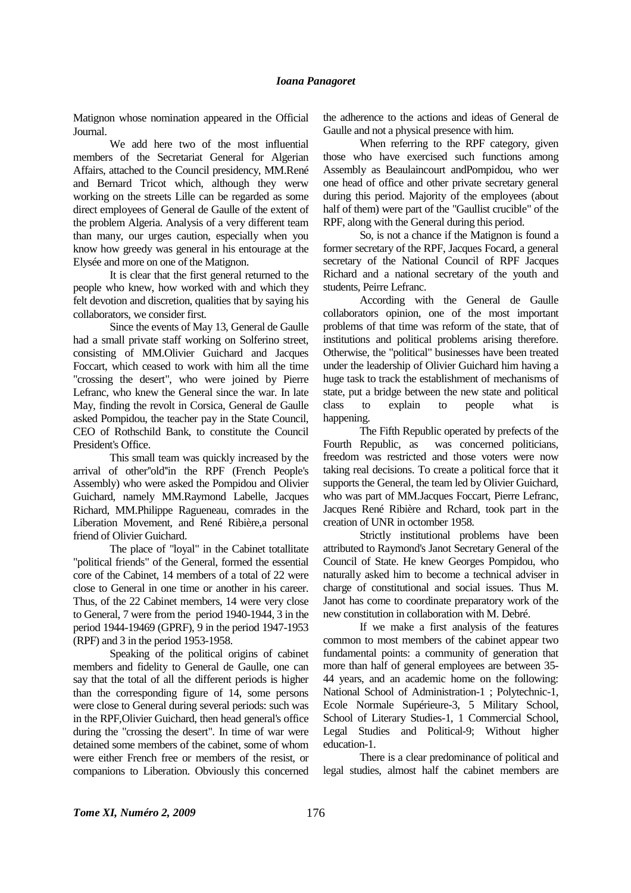Matignon whose nomination appeared in the Official Journal.

We add here two of the most influential members of the Secretariat General for Algerian Affairs, attached to the Council presidency, MM.René and Bernard Tricot which, although they werw working on the streets Lille can be regarded as some direct employees of General de Gaulle of the extent of the problem Algeria. Analysis of a very different team than many, our urges caution, especially when you know how greedy was general in his entourage at the Elysée and more on one of the Matignon.

It is clear that the first general returned to the people who knew, how worked with and which they felt devotion and discretion, qualities that by saying his collaborators, we consider first.

Since the events of May 13, General de Gaulle had a small private staff working on Solferino street, consisting of MM.Olivier Guichard and Jacques Foccart, which ceased to work with him all the time "crossing the desert", who were joined by Pierre Lefranc, who knew the General since the war. In late May, finding the revolt in Corsica, General de Gaulle asked Pompidou, the teacher pay in the State Council, CEO of Rothschild Bank, to constitute the Council President's Office.

This small team was quickly increased by the arrival of other"old"in the RPF (French People's Assembly) who were asked the Pompidou and Olivier Guichard, namely MM.Raymond Labelle, Jacques Richard, MM.Philippe Ragueneau, comrades in the Liberation Movement, and René Ribière,a personal friend of Olivier Guichard.

The place of "loyal" in the Cabinet totallitate "political friends" of the General, formed the essential core of the Cabinet, 14 members of a total of 22 were close to General in one time or another in his career. Thus, of the 22 Cabinet members, 14 were very close to General, 7 were from the period 1940-1944, 3 in the period 1944-19469 (GPRF), 9 in the period 1947-1953 (RPF) and 3 in the period 1953-1958.

Speaking of the political origins of cabinet members and fidelity to General de Gaulle, one can say that the total of all the different periods is higher than the corresponding figure of 14, some persons were close to General during several periods: such was in the RPF,Olivier Guichard, then head general's office during the "crossing the desert". In time of war were detained some members of the cabinet, some of whom were either French free or members of the resist, or companions to Liberation. Obviously this concerned the adherence to the actions and ideas of General de Gaulle and not a physical presence with him.

When referring to the RPF category, given those who have exercised such functions among Assembly as Beaulaincourt andPompidou, who wer one head of office and other private secretary general during this period. Majority of the employees (about half of them) were part of the "Gaullist crucible" of the RPF, along with the General during this period.

So, is not a chance if the Matignon is found a former secretary of the RPF, Jacques Focard, a general secretary of the National Council of RPF Jacques Richard and a national secretary of the youth and students, Peirre Lefranc.

According with the General de Gaulle collaborators opinion, one of the most important problems of that time was reform of the state, that of institutions and political problems arising therefore. Otherwise, the "political" businesses have been treated under the leadership of Olivier Guichard him having a huge task to track the establishment of mechanisms of state, put a bridge between the new state and political class to explain to people what is happening.

The Fifth Republic operated by prefects of the Fourth Republic, as was concerned politicians, freedom was restricted and those voters were now taking real decisions. To create a political force that it supports the General, the team led by Olivier Guichard, who was part of MM.Jacques Foccart, Pierre Lefranc, Jacques René Ribière and Rchard, took part in the creation of UNR in octomber 1958.

Strictly institutional problems have been attributed to Raymond's Janot Secretary General of the Council of State. He knew Georges Pompidou, who naturally asked him to become a technical adviser in charge of constitutional and social issues. Thus M. Janot has come to coordinate preparatory work of the new constitution in collaboration with M. Debré.

If we make a first analysis of the features common to most members of the cabinet appear two fundamental points: a community of generation that more than half of general employees are between 35-44 years, and an academic home on the following: National School of Administration-1 ; Polytechnic-1, Ecole Normale Supérieure-3, 5 Military School, School of Literary Studies-1, 1 Commercial School, Legal Studies and Political-9; Without higher education-1.

There is a clear predominance of political and legal studies, almost half the cabinet members are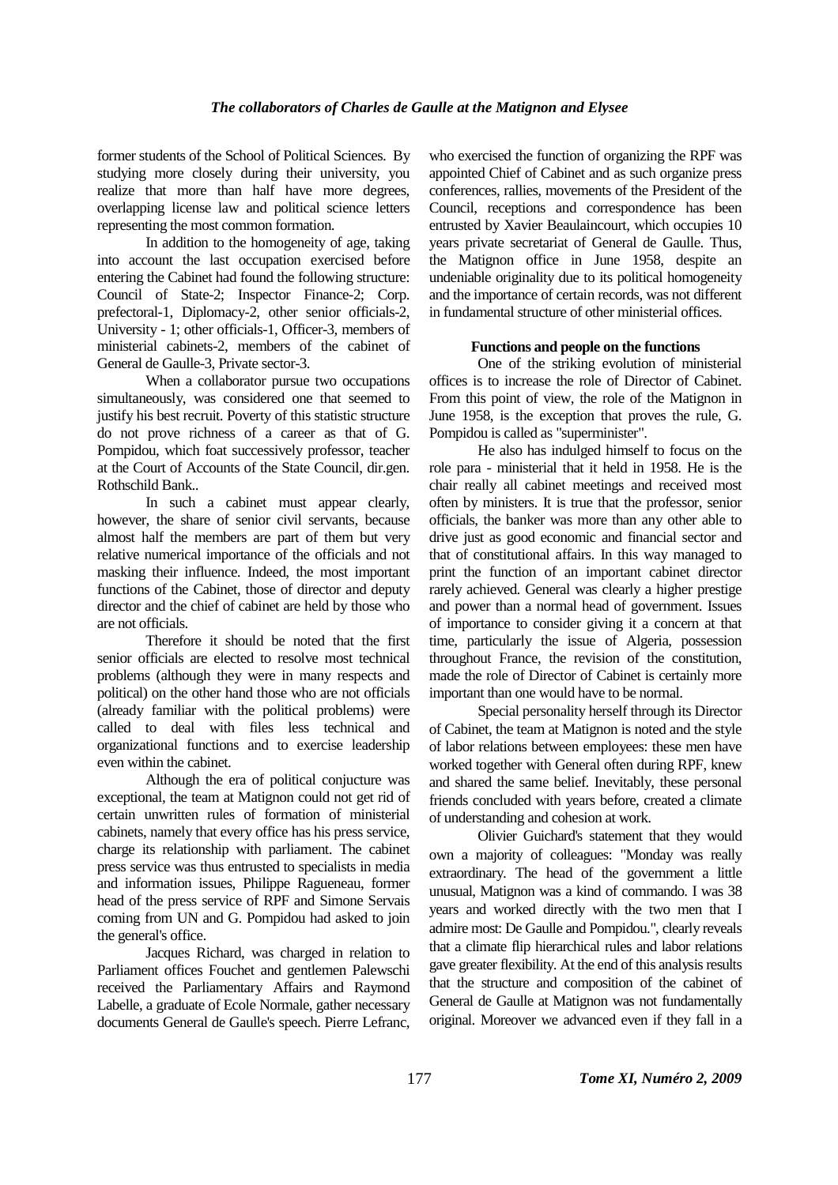former students of the School of Political Sciences. By studying more closely during their university, you realize that more than half have more degrees, overlapping license law and political science letters representing the most common formation.

In addition to the homogeneity of age, taking into account the last occupation exercised before entering the Cabinet had found the following structure: Council of State-2; Inspector Finance-2; Corp. prefectoral-1, Diplomacy-2, other senior officials-2, University - 1; other officials-1, Officer-3, members of ministerial cabinets-2, members of the cabinet of General de Gaulle-3, Private sector-3.

When a collaborator pursue two occupations simultaneously, was considered one that seemed to justify his best recruit. Poverty of this statistic structure do not prove richness of a career as that of G. Pompidou, which foat successively professor, teacher at the Court of Accounts of the State Council, dir.gen. Rothschild Bank..

In such a cabinet must appear clearly, however, the share of senior civil servants, because almost half the members are part of them but very relative numerical importance of the officials and not masking their influence. Indeed, the most important functions of the Cabinet, those of director and deputy director and the chief of cabinet are held by those who are not officials.

Therefore it should be noted that the first senior officials are elected to resolve most technical problems (although they were in many respects and political) on the other hand those who are not officials (already familiar with the political problems) were called to deal with files less technical and organizational functions and to exercise leadership even within the cabinet.

Although the era of political conjucture was exceptional, the team at Matignon could not get rid of certain unwritten rules of formation of ministerial cabinets, namely that every office has his press service, charge its relationship with parliament. The cabinet press service was thus entrusted to specialists in media and information issues, Philippe Ragueneau, former head of the press service of RPF and Simone Servais coming from UN and G. Pompidou had asked to join the general's office.

Jacques Richard, was charged in relation to Parliament offices Fouchet and gentlemen Palewschi received the Parliamentary Affairs and Raymond Labelle, a graduate of Ecole Normale, gather necessary documents General de Gaulle's speech. Pierre Lefranc, who exercised the function of organizing the RPF was appointed Chief of Cabinet and as such organize press conferences, rallies, movements of the President of the Council, receptions and correspondence has been entrusted by Xavier Beaulaincourt, which occupies 10 years private secretariat of General de Gaulle. Thus, the Matignon office in June 1958, despite an undeniable originality due to its political homogeneity and the importance of certain records, was not different in fundamental structure of other ministerial offices.

**Functions and people on the functions**

One of the striking evolution of ministerial offices is to increase the role of Director of Cabinet. From this point of view, the role of the Matignon in June 1958, is the exception that proves the rule, G. Pompidou is called as "superminister".

He also has indulged himself to focus on the role para - ministerial that it held in 1958. He is the chair really all cabinet meetings and received most often by ministers. It is true that the professor, senior officials, the banker was more than any other able to drive just as good economic and financial sector and that of constitutional affairs. In this way managed to print the function of an important cabinet director rarely achieved. General was clearly a higher prestige and power than a normal head of government. Issues of importance to consider giving it a concern at that time, particularly the issue of Algeria, possession throughout France, the revision of the constitution, made the role of Director of Cabinet is certainly more important than one would have to be normal.

Special personality herself through its Director of Cabinet, the team at Matignon is noted and the style of labor relations between employees: these men have worked together with General often during RPF, knew and shared the same belief. Inevitably, these personal friends concluded with years before, created a climate of understanding and cohesion at work.

Olivier Guichard's statement that they would own a majority of colleagues: "Monday was really extraordinary. The head of the government a little unusual, Matignon was a kind of commando. I was 38 years and worked directly with the two men that I admire most: De Gaulle and Pompidou.", clearly reveals that a climate flip hierarchical rules and labor relations gave greater flexibility. At the end of this analysis results that the structure and composition of the cabinet of General de Gaulle at Matignon was not fundamentally original. Moreover we advanced even if they fall in a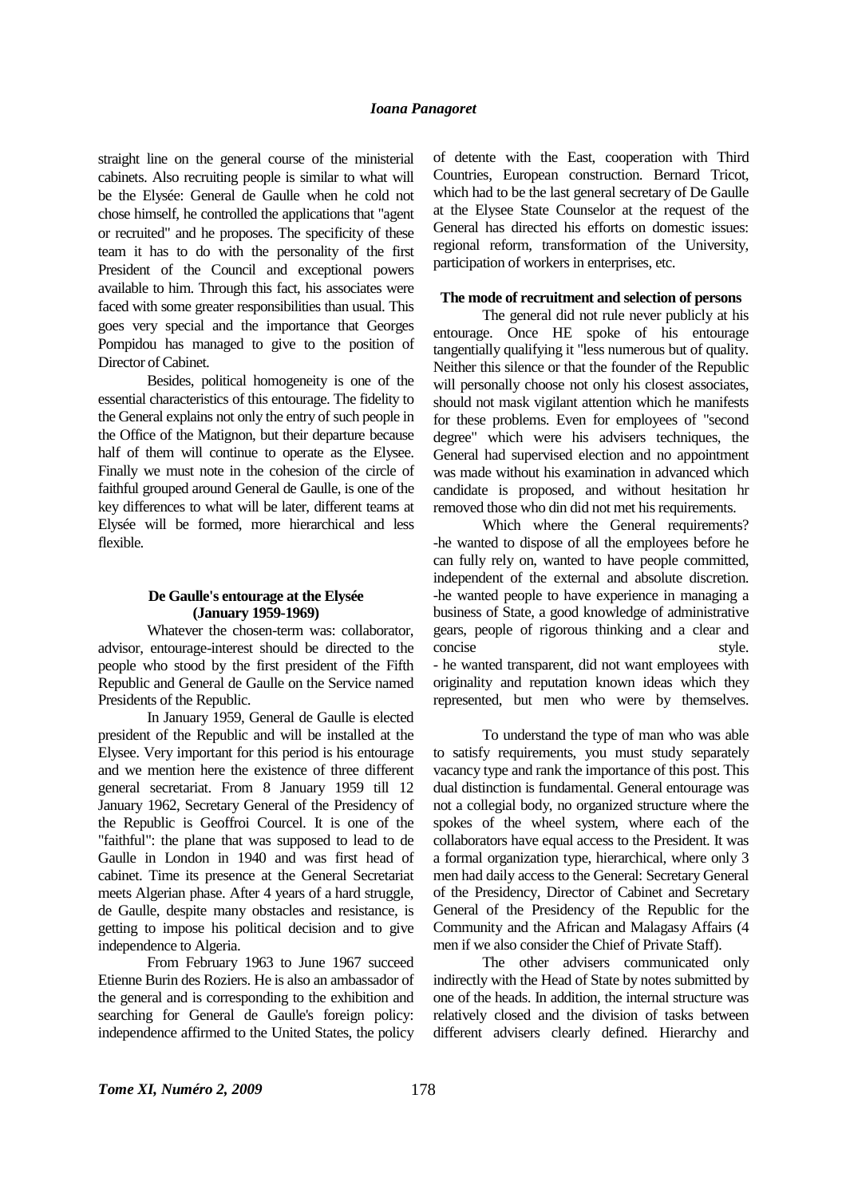straight line on the general course of the ministerial cabinets. Also recruiting people is similar to what will be the Elysée: General de Gaulle when he cold not chose himself, he controlled the applications that "agent or recruited" and he proposes. The specificity of these team it has to do with the personality of the first President of the Council and exceptional powers available to him. Through this fact, his associates were faced with some greater responsibilities than usual. This goes very special and the importance that Georges Pompidou has managed to give to the position of Director of Cabinet.

Besides, political homogeneity is one of the essential characteristics of this entourage. The fidelity to the General explains not only the entry of such people in the Office of the Matignon, but their departure because half of them will continue to operate as the Elysee. Finally we must note in the cohesion of the circle of faithful grouped around General de Gaulle, is one of the key differences to what will be later, different teams at Elysée will be formed, more hierarchical and less flexible.

### De Gaulle's entourage at the Elysée (January 1959-1969)

Whatever the chosen-term was: collaborator, advisor, entourage-interest should be directed to the people who stood by the first president of the Fifth Republic and General de Gaulle on the Service named Presidents of the Republic.

In January 1959, General de Gaulle is elected president of the Republic and will be installed at the Elysee. Very important for this period is his entourage and we mention here the existence of three different general secretariat. From 8 January 1959 till 12 January 1962, Secretary General of the Presidency of the Republic is Geoffroi Courcel. It is one of the "faithful": the plane that was supposed to lead to de Gaulle in London in 1940 and was first head of cabinet. Time its presence at the General Secretariat meets Algerian phase. After 4 years of a hard struggle, de Gaulle, despite many obstacles and resistance, is getting to impose his political decision and to give independence to Algeria.

From February 1963 to June 1967 succeed Etienne Burin des Roziers. He is also an ambassador of the general and is corresponding to the exhibition and searching for General de Gaulle's foreign policy: independence affirmed to the United States, the policy of detente with the East, cooperation with Third Countries, European construction. Bernard Tricot, which had to be the last general secretary of De Gaulle at the Elysee State Counselor at the request of the General has directed his efforts on domestic issues: regional reform, transformation of the University, participation of workers in enterprises, etc.

### The mode of recruitment and selection of persons

The general did not rule never publicly at his entourage. Once HE spoke of his entourage tangentially qualifying it "less numerous but of quality. Neither this silence or that the founder of the Republic will personally choose not only his closest associates, should not mask vigilant attention which he manifests for these problems. Even for employees of "second degree" which were his advisers techniques, the General had supervised election and no appointment was made without his examination in advanced which candidate is proposed, and without hesitation hr removed those who din did not met his requirements.

Which where the General requirements?

-he wanted to dispose of all the employees before he can fully rely on, wanted to have people committed, independent of the external and absolute discretion.

-he wanted people to have experience in managing a business of State, a good knowledge of administrative gears, people of rigorous thinking and a clear and concise style.

- he wanted transparent, did not want employees with originality and reputation known ideas which they represented, but men who were by themselves.

To understand the type of man who was able to satisfy requirements, you must study separately vacancy type and rank the importance of this post. This dual distinction is fundamental. General entourage was not a collegial body, no organized structure where the spokes of the wheel system, where each of the collaborators have equal access to the President. It was a formal organization type, hierarchical, where only 3 men had daily access to the General: Secretary General of the Presidency, Director of Cabinet and Secretary General of the Presidency of the Republic for the Community and the African and Malagasy Affairs (4 men if we also consider the Chief of Private Staff).

The other advisers communicated only indirectly with the Head of State by notes submitted by one of the heads. In addition, the internal structure was relatively closed and the division of tasks between different advisers clearly defined. Hierarchy and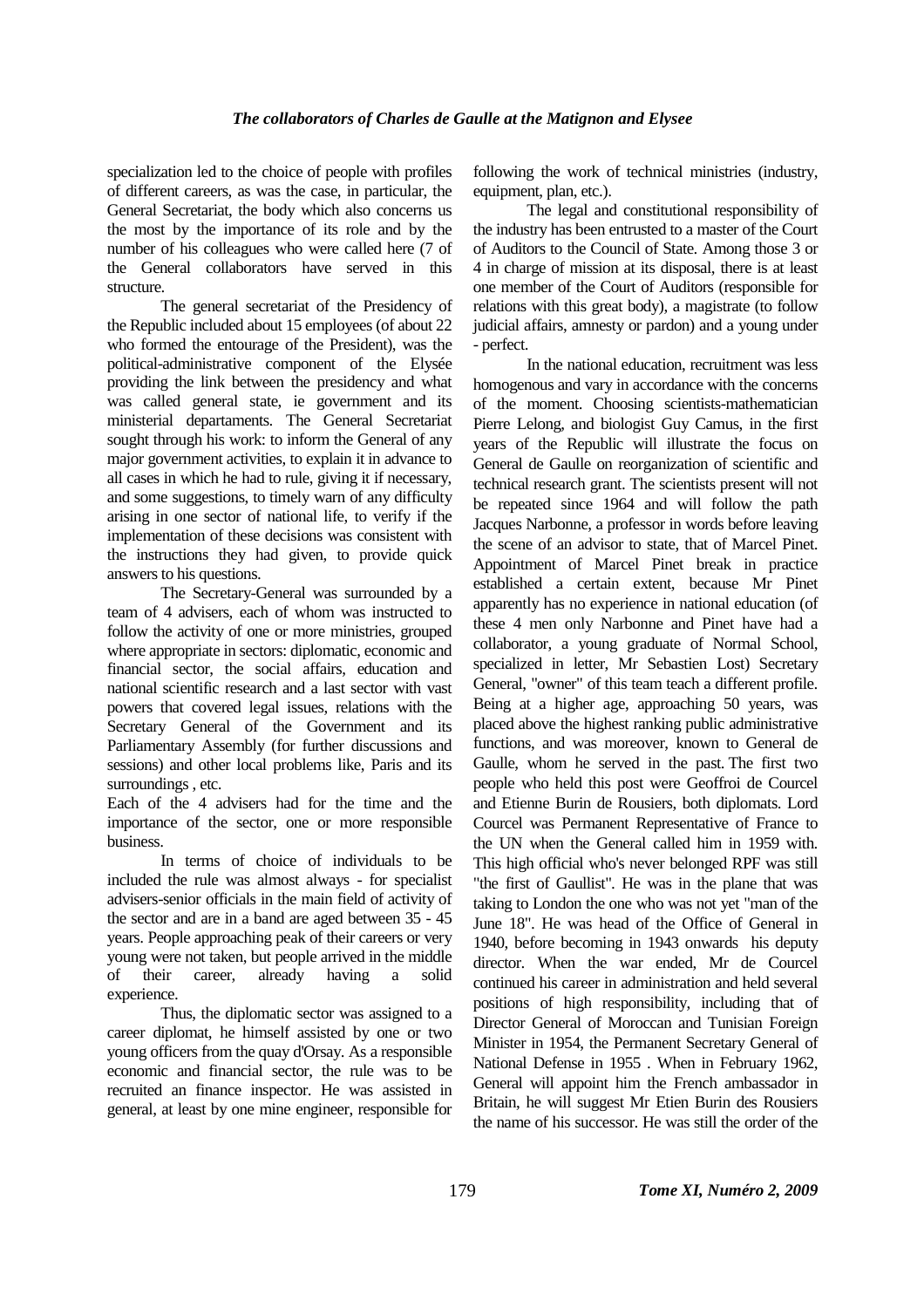specialization led to the choice of people with profiles of different careers, as was the case, in particular, the General Secretariat, the body which also concerns us the most by the importance of its role and by the number of his colleagues who were called here (7 of the General collaborators have served in this structure.

The general secretariat of the Presidency of the Republic included about 15 employees (of about 22 who formed the entourage of the President), was the political-administrative component of the Elysée providing the link between the presidency and what was called general state, ie government and its ministerial departaments. The General Secretariat sought through his work: to inform the General of any major government activities, to explain it in advance to all cases in which he had to rule, giving it if necessary, and some suggestions, to timely warn of any difficulty arising in one sector of national life, to verify if the implementation of these decisions was consistent with the instructions they had given, to provide quick answers to his questions.

The Secretary-General was surrounded by a team of 4 advisers, each of whom was instructed to follow the activity of one or more ministries, grouped where appropriate in sectors: diplomatic, economic and financial sector, the social affairs, education and national scientific research and a last sector with vast powers that covered legal issues, relations with the Secretary General of the Government and its Parliamentary Assembly (for further discussions and sessions) and other local problems like, Paris and its surroundings , etc.

Each of the 4 advisers had for the time and the importance of the sector, one or more responsible business.

In terms of choice of individuals to be included the rule was almost always - for specialist advisers-senior officials in the main field of activity of the sector and are in a band are aged between 35 - 45 years. People approaching peak of their careers or very young were not taken, but people arrived in the middle of their career, already having a solid experience.

Thus, the diplomatic sector was assigned to a career diplomat, he himself assisted by one or two young officers from the quay d'Orsay. As a responsible economic and financial sector, the rule was to be recruited an finance inspector. He was assisted in general, at least by one mine engineer, responsible for following the work of technical ministries (industry, equipment, plan, etc.).

The legal and constitutional responsibility of the industry has been entrusted to a master of the Court of Auditors to the Council of State. Among those 3 or 4 in charge of mission at its disposal, there is at least one member of the Court of Auditors (responsible for relations with this great body), a magistrate (to follow judicial affairs, amnesty or pardon) and a young under - perfect.

In the national education, recruitment was less homogenous and vary in accordance with the concerns of the moment. Choosing scientists-mathematician Pierre Lelong, and biologist Guy Camus, in the first years of the Republic will illustrate the focus on General de Gaulle on reorganization of scientific and technical research grant. The scientists present will not be repeated since 1964 and will follow the path Jacques Narbonne, a professor in words before leaving the scene of an advisor to state, that of Marcel Pinet. Appointment of Marcel Pinet break in practice established a certain extent, because Mr Pinet apparently has no experience in national education (of these 4 men only Narbonne and Pinet have had a collaborator, a young graduate of Normal School, specialized in letter, Mr Sebastien Lost) Secretary General, "owner" of this team teach a different profile. Being at a higher age, approaching 50 years, was placed above the highest ranking public administrative functions, and was moreover, known to General de Gaulle, whom he served in the past. The first two people who held this post were Geoffroi de Courcel and Etienne Burin de Rousiers, both diplomats. Lord Courcel was Permanent Representative of France to the UN when the General called him in 1959 with. This high official who's never belonged RPF was still "the first of Gaullist". He was in the plane that was taking to London the one who was not yet "man of the June 18". He was head of the Office of General in 1940, before becoming in 1943 onwards his deputy director. When the war ended, Mr de Courcel continued his career in administration and held several positions of high responsibility, including that of Director General of Moroccan and Tunisian Foreign Minister in 1954, the Permanent Secretary General of National Defense in 1955 . When in February 1962, General will appoint him the French ambassador in Britain, he will suggest Mr Etien Burin des Rousiers the name of his successor. He was still the order of the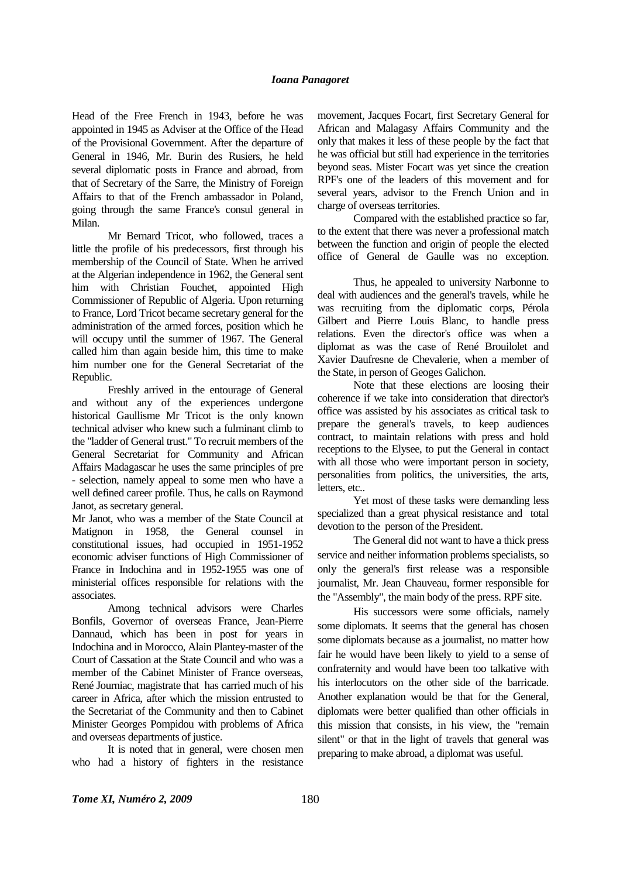Head of the Free French in 1943, before he was appointed in 1945 as Adviser at the Office of the Head of the Provisional Government. After the departure of General in 1946, Mr. Burin des Rusiers, he held several diplomatic posts in France and abroad, from that of Secretary of the Sarre, the Ministry of Foreign Affairs to that of the French ambassador in Poland, going through the same France's consul general in Milan.

Mr Bernard Tricot, who followed, traces a little the profile of his predecessors, first through his membership of the Council of State. When he arrived at the Algerian independence in 1962, the General sent him with Christian Fouchet, appointed High Commissioner of Republic of Algeria. Upon returning to France, Lord Tricot became secretary general for the administration of the armed forces, position which he will occupy until the summer of 1967. The General called him than again beside him, this time to make him number one for the General Secretariat of the Republic.

Freshly arrived in the entourage of General and without any of the experiences undergone historical Gaullisme Mr Tricot is the only known technical adviser who knew such a fulminant climb to the "ladder of General trust." To recruit members of the General Secretariat for Community and African Affairs Madagascar he uses the same principles of pre - selection, namely appeal to some men who have a well defined career profile. Thus, he calls on Raymond Janot, as secretary general.

Mr Janot, who was a member of the State Council at Matignon in 1958, the General counsel in constitutional issues, had occupied in 1951-1952 economic adviser functions of High Commissioner of France in Indochina and in 1952-1955 was one of ministerial offices responsible for relations with the associates.

Among technical advisors were Charles Bonfils, Governor of overseas France, Jean-Pierre Dannaud, which has been in post for years in Indochina and in Morocco, Alain Plantey-master of the Court of Cassation at the State Council and who was a member of the Cabinet Minister of France overseas, René Journiac, magistrate that has carried much of his career in Africa, after which the mission entrusted to the Secretariat of the Community and then to Cabinet Minister Georges Pompidou with problems of Africa and overseas departments of justice.

It is noted that in general, were chosen men who had a history of fighters in the resistance movement, Jacques Focart, first Secretary General for African and Malagasy Affairs Community and the only that makes it less of these people by the fact that he was official but still had experience in the territories beyond seas. Mister Focart was yet since the creation RPF's one of the leaders of this movement and for several years, advisor to the French Union and in charge of overseas territories.

Compared with the established practice so far, to the extent that there was never a professional match between the function and origin of people the elected office of General de Gaulle was no exception.

Thus, he appealed to university Narbonne to deal with audiences and the general's travels, while he was recruiting from the diplomatic corps, Pérola Gilbert and Pierre Louis Blanc, to handle press relations. Even the director's office was when a diplomat as was the case of René Brouilolet and Xavier Daufresne de Chevalerie, when a member of the State, in person of Geoges Galichon.

Note that these elections are loosing their coherence if we take into consideration that director's office was assisted by his associates as critical task to prepare the general's travels, to keep audiences contract, to maintain relations with press and hold receptions to the Elysee, to put the General in contact with all those who were important person in society, personalities from politics, the universities, the arts, letters, etc..

Yet most of these tasks were demanding less specialized than a great physical resistance and total devotion to the person of the President.

The General did not want to have a thick press service and neither information problems specialists, so only the general's first release was a responsible journalist, Mr. Jean Chauveau, former responsible for the "Assembly", the main body of the press. RPF site.

His successors were some officials, namely some diplomats. It seems that the general has chosen some diplomats because as a journalist, no matter how fair he would have been likely to yield to a sense of confraternity and would have been too talkative with his interlocutors on the other side of the barricade. Another explanation would be that for the General, diplomats were better qualified than other officials in this mission that consists, in his view, the "remain silent" or that in the light of travels that general was preparing to make abroad, a diplomat was useful.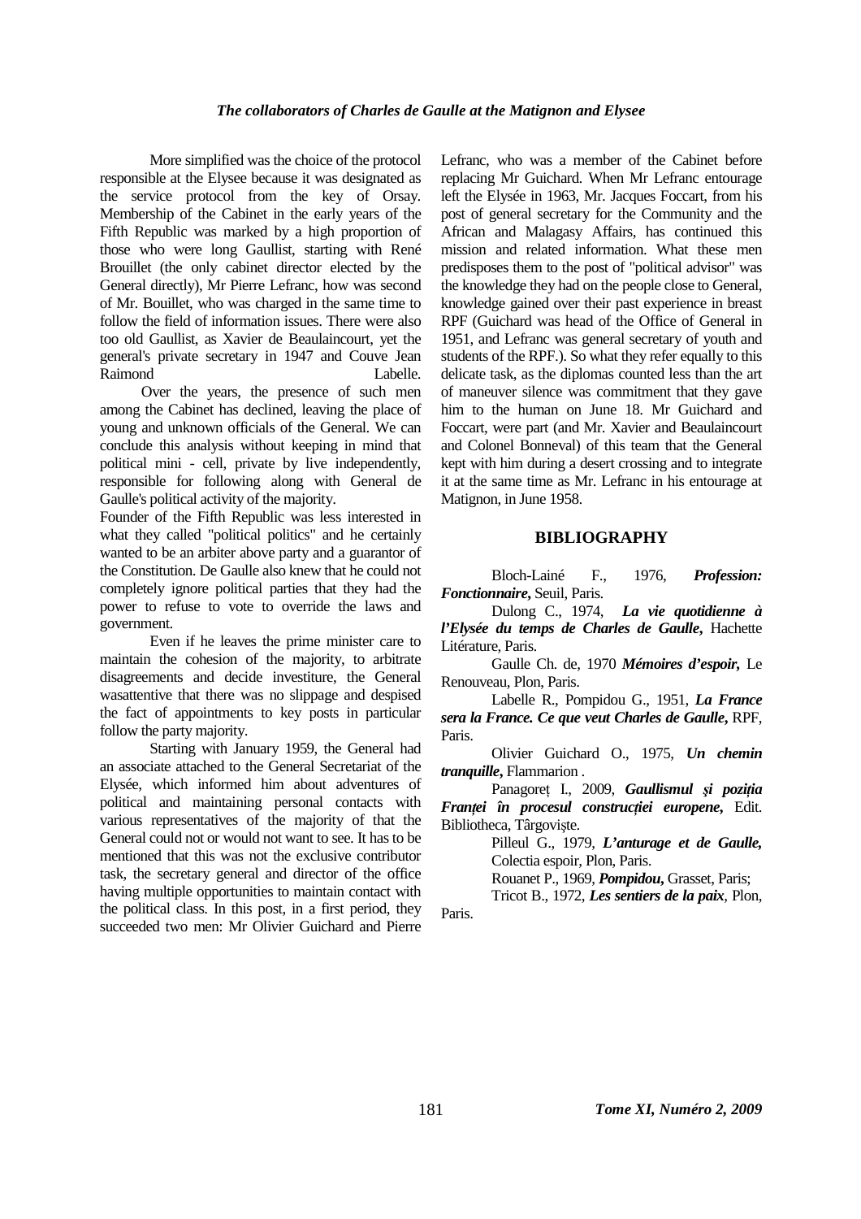More simplified was the choice of the protocol responsible at the Elysee because it was designated as the service protocol from the key of Orsay. Membership of the Cabinet in the early years of the Fifth Republic was marked by a high proportion of those who were long Gaullist, starting with René Brouillet (the only cabinet director elected by the General directly), Mr Pierre Lefranc, how was second of Mr. Bouillet, who was charged in the same time to follow the field of information issues. There were also too old Gaullist, as Xavier de Beaulaincourt, yet the general's private secretary in 1947 and Couve Jean Raimond Labelle.

Over the years, the presence of such men among the Cabinet has declined, leaving the place of young and unknown officials of the General. We can conclude this analysis without keeping in mind that political mini - cell, private by live independently, responsible for following along with General de Gaulle's political activity of the majority.

Founder of the Fifth Republic was less interested in what they called "political politics" and he certainly wanted to be an arbiter above party and a guarantor of the Constitution. De Gaulle also knew that he could not completely ignore political parties that they had the power to refuse to vote to override the laws and government.

Even if he leaves the prime minister care to maintain the cohesion of the majority, to arbitrate disagreements and decide investiture, the General wasattentive that there was no slippage and despised the fact of appointments to key posts in particular follow the party majority.

Starting with January 1959, the General had an associate attached to the General Secretariat of the Elysée, which informed him about adventures of political and maintaining personal contacts with various representatives of the majority of that the General could not or would not want to see. It has to be mentioned that this was not the exclusive contributor task, the secretary general and director of the office having multiple opportunities to maintain contact with the political class. In this post, in a first period, they succeeded two men: Mr Olivier Guichard and Pierre Lefranc, who was a member of the Cabinet before replacing Mr Guichard. When Mr Lefranc entourage left the Elysée in 1963, Mr. Jacques Foccart, from his post of general secretary for the Community and the African and Malagasy Affairs, has continued this mission and related information. What these men predisposes them to the post of "political advisor" was the knowledge they had on the people close to General, knowledge gained over their past experience in breast RPF (Guichard was head of the Office of General in 1951, and Lefranc was general secretary of youth and students of the RPF.). So what they refer equally to this delicate task, as the diplomas counted less than the art of maneuver silence was commitment that they gave him to the human on June 18. Mr Guichard and Foccart, were part (and Mr. Xavier and Beaulaincourt and Colonel Bonneval) of this team that the General kept with him during a desert crossing and to integrate it at the same time as Mr. Lefranc in his entourage at Matignon, in June 1958.

## BIBLIOGRAPHY

Bloch-Lainé F., 1976, ***Profession: Fonctionnaire,*** Seuil, Paris.

Dulong C., 1974, ***La vie quotidienne à l'Elysée du temps de Charles de Gaulle,*** Hachette Litérature, Paris.

Gaulle Ch. de, 1970 ***Mémoires d'espoir,*** Le Renouveau, Plon, Paris.

Labelle R., Pompidou G., 1951, ***La France sera la France. Ce que veut Charles de Gaulle,*** RPF, Paris.

Olivier Guichard O., 1975, ***Un chemin tranquille,*** Flammarion .

Panagoreț I., 2009, ***Gaullismul şi poziția Franței în procesul construcției europene,*** Edit. Bibliotheca, Târgovişte.

Pilleul G., 1979, ***L'anturage et de Gaulle,*** Colectia espoir, Plon, Paris.

Rouanet P., 1969, ***Pompidou,*** Grasset, Paris;

Tricot B., 1972, ***Les sentiers de la paix***, Plon, Paris.